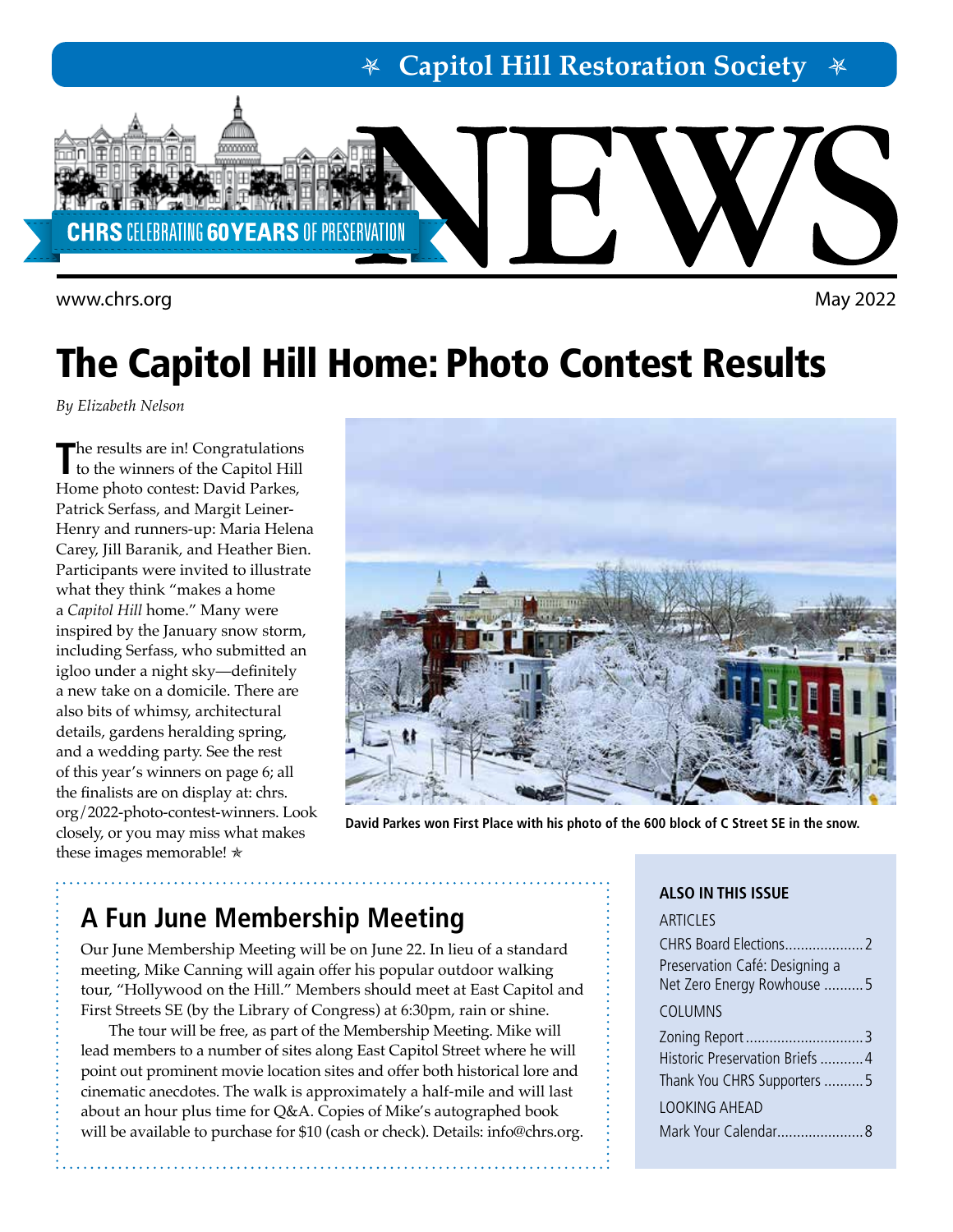# Capitol Hill Restoration Society

# NEWS

CHRS CELEBRATING 60 YEARS OF PRESERVATION

www.chrs.org

May 2022

# The Capitol Hill Home: Photo Contest Results

*By Elizabeth Nelson*

The results are in! Congratulations to the winners of the Capitol Hill Home photo contest: David Parkes, Patrick Serfass, and Margit Leiner-Henry and runners-up: Maria Helena Carey, Jill Baranik, and Heather Bien. Participants were invited to illustrate what they think "makes a home a *Capitol Hill* home." Many were inspired by the January snow storm, including Serfass, who submitted an igloo under a night sky—definitely a new take on a domicile. There are also bits of whimsy, architectural details, gardens heralding spring, and a wedding party. See the rest of this year's winners on page 6; all the finalists are on display at: chrs.org/2022-photo-contest-winners. Look closely, or you may miss what makes these images memorable! ✯

**David Parkes won First Place with his photo of the 600 block of C Street SE in the snow.**

## A Fun June Membership Meeting

Our June Membership Meeting will be on June 22. In lieu of a standard meeting, Mike Canning will again offer his popular outdoor walking tour, "Hollywood on the Hill." Members should meet at East Capitol and First Streets SE (by the Library of Congress) at 6:30pm, rain or shine.

The tour will be free, as part of the Membership Meeting. Mike will lead members to a number of sites along East Capitol Street where he will point out prominent movie location sites and offer both historical lore and cinematic anecdotes. The walk is approximately a half-mile and will last about an hour plus time for Q&A. Copies of Mike's autographed book will be available to purchase for $10 (cash or check). Details: info@chrs.org.

### ALSO IN THIS ISSUE

ARTICLES

- CHRS Board Elections.................... 2
- Preservation Café: Designing a Net Zero Energy Rowhouse .......... 5

COLUMNS

- Zoning Report.............................. 3
- Historic Preservation Briefs ........... 4
- Thank You CHRS Supporters .......... 5

LOOKING AHEAD

- Mark Your Calendar....................... 8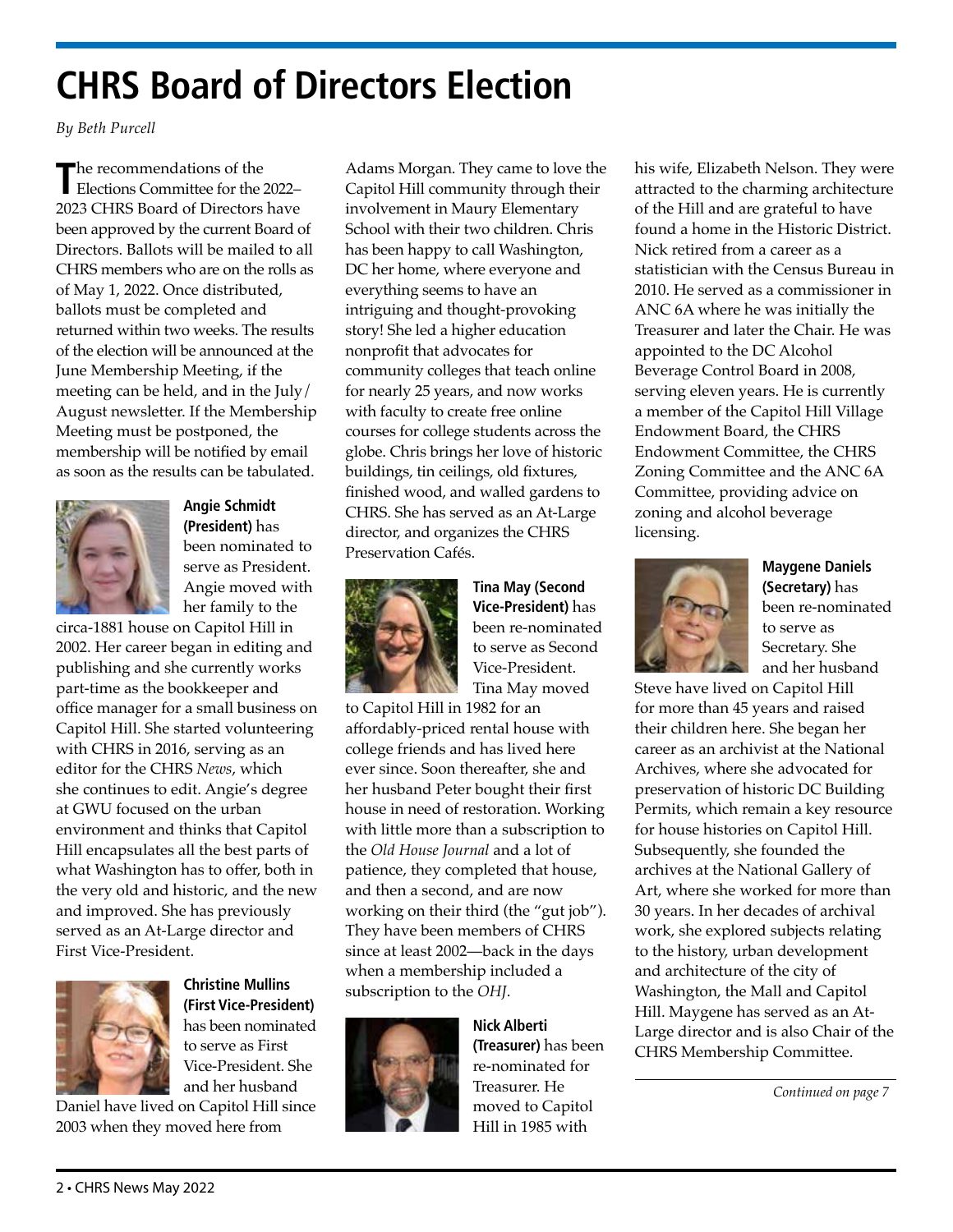# CHRS Board of Directors Election

*By Beth Purcell*

The recommendations of the Elections Committee for the 2022–2023 CHRS Board of Directors have been approved by the current Board of Directors. Ballots will be mailed to all CHRS members who are on the rolls as of May 1, 2022. Once distributed, ballots must be completed and returned within two weeks. The results of the election will be announced at the June Membership Meeting, if the meeting can be held, and in the July/August newsletter. If the Membership Meeting must be postponed, the membership will be notified by email as soon as the results can be tabulated.

**Angie Schmidt (President)** has been nominated to serve as President. Angie moved with her family to the circa-1881 house on Capitol Hill in 2002. Her career began in editing and publishing and she currently works part-time as the bookkeeper and office manager for a small business on Capitol Hill. She started volunteering with CHRS in 2016, serving as an editor for the CHRS *News*, which she continues to edit. Angie's degree at GWU focused on the urban environment and thinks that Capitol Hill encapsulates all the best parts of what Washington has to offer, both in the very old and historic, and the new and improved. She has previously served as an At-Large director and First Vice-President.

**Christine Mullins (First Vice-President)** has been nominated to serve as First Vice-President. She and her husband Daniel have lived on Capitol Hill since 2003 when they moved here from Adams Morgan. They came to love the Capitol Hill community through their involvement in Maury Elementary School with their two children. Chris has been happy to call Washington, DC her home, where everyone and everything seems to have an intriguing and thought-provoking story! She led a higher education nonprofit that advocates for community colleges that teach online for nearly 25 years, and now works with faculty to create free online courses for college students across the globe. Chris brings her love of historic buildings, tin ceilings, old fixtures, finished wood, and walled gardens to CHRS. She has served as an At-Large director, and organizes the CHRS Preservation Cafés.

**Tina May (Second Vice-President)** has been re-nominated to serve as Second Vice-President. Tina May moved to Capitol Hill in 1982 for an affordably-priced rental house with college friends and has lived here ever since. Soon thereafter, she and her husband Peter bought their first house in need of restoration. Working with little more than a subscription to the *Old House Journal* and a lot of patience, they completed that house, and then a second, and are now working on their third (the "gut job"). They have been members of CHRS since at least 2002—back in the days when a membership included a subscription to the *OHJ*.

**Nick Alberti (Treasurer)** has been re-nominated for Treasurer. He moved to Capitol Hill in 1985 with his wife, Elizabeth Nelson. They were attracted to the charming architecture of the Hill and are grateful to have found a home in the Historic District. Nick retired from a career as a statistician with the Census Bureau in 2010. He served as a commissioner in ANC 6A where he was initially the Treasurer and later the Chair. He was appointed to the DC Alcohol Beverage Control Board in 2008, serving eleven years. He is currently a member of the Capitol Hill Village Endowment Board, the CHRS Endowment Committee, the CHRS Zoning Committee and the ANC 6A Committee, providing advice on zoning and alcohol beverage licensing.

**Maygene Daniels (Secretary)** has been re-nominated to serve as Secretary. She and her husband Steve have lived on Capitol Hill for more than 45 years and raised their children here. She began her career as an archivist at the National Archives, where she advocated for preservation of historic DC Building Permits, which remain a key resource for house histories on Capitol Hill. Subsequently, she founded the archives at the National Gallery of Art, where she worked for more than 30 years. In her decades of archival work, she explored subjects relating to the history, urban development and architecture of the city of Washington, the Mall and Capitol Hill. Maygene has served as an At-Large director and is also Chair of the CHRS Membership Committee.

*Continued on page 7*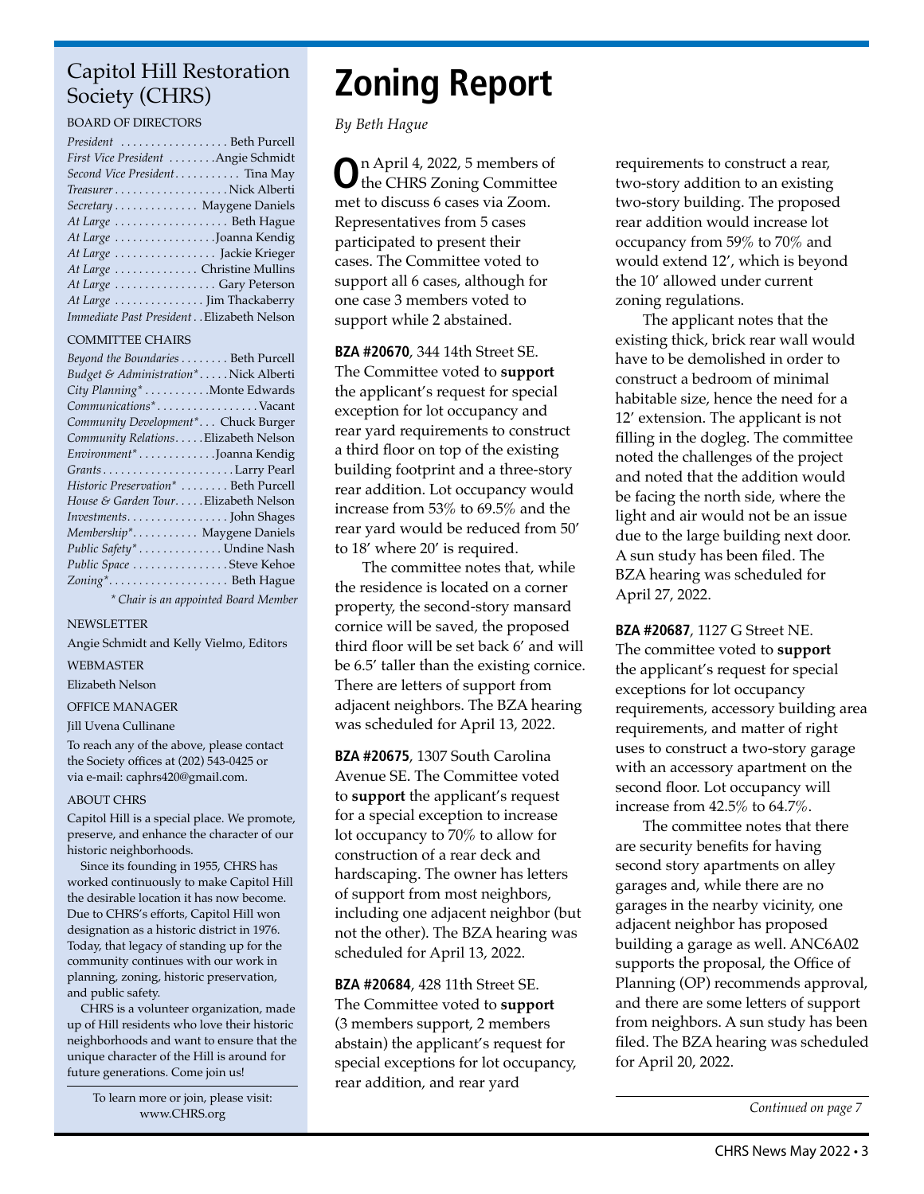# Capitol Hill Restoration Society (CHRS)

BOARD OF DIRECTORS

*President* .................. Beth Purcell
*First Vice President* ........ Angie Schmidt
*Second Vice President* ........... Tina May
*Treasurer* ................... Nick Alberti
*Secretary* ............. Maygene Daniels
*At Large* ................... Beth Hague
*At Large* ................. Joanna Kendig
*At Large* ................. Jackie Krieger
*At Large* .............. Christine Mullins
*At Large* ................. Gary Peterson
*At Large* ............... Jim Thackaberry
*Immediate Past President* . . Elizabeth Nelson

COMMITTEE CHAIRS

*Beyond the Boundaries* ........ Beth Purcell
*Budget & Administration** ..... Nick Alberti
*City Planning** ........... Monte Edwards
*Communications** ................ Vacant
*Community Development** ... Chuck Burger
*Community Relations* ..... Elizabeth Nelson
*Environment** ............ Joanna Kendig
*Grants* ...................... Larry Pearl
*Historic Preservation** ........ Beth Purcell
*House & Garden Tour* ..... Elizabeth Nelson
*Investments* ................. John Shages
*Membership** ........... Maygene Daniels
*Public Safety** .............. Undine Nash
*Public Space* ................ Steve Kehoe
*Zoning** .................... Beth Hague

*\* Chair is an appointed Board Member*

NEWSLETTER

Angie Schmidt and Kelly Vielmo, Editors

WEBMASTER

Elizabeth Nelson

OFFICE MANAGER

Jill Uvena Cullinane

To reach any of the above, please contact the Society offices at (202) 543-0425 or via e-mail: caphrs420@gmail.com.

ABOUT CHRS

Capitol Hill is a special place. We promote, preserve, and enhance the character of our historic neighborhoods.

Since its founding in 1955, CHRS has worked continuously to make Capitol Hill the desirable location it has now become. Due to CHRS's efforts, Capitol Hill won designation as a historic district in 1976. Today, that legacy of standing up for the community continues with our work in planning, zoning, historic preservation, and public safety.

CHRS is a volunteer organization, made up of Hill residents who love their historic neighborhoods and want to ensure that the unique character of the Hill is around for future generations. Come join us!

To learn more or join, please visit: www.CHRS.org

# Zoning Report

*By Beth Hague*

On April 4, 2022, 5 members of the CHRS Zoning Committee met to discuss 6 cases via Zoom. Representatives from 5 cases participated to present their cases. The Committee voted to support all 6 cases, although for one case 3 members voted to support while 2 abstained.

**BZA #20670**, 344 14th Street SE. The Committee voted to **support** the applicant's request for special exception for lot occupancy and rear yard requirements to construct a third floor on top of the existing building footprint and a three-story rear addition. Lot occupancy would increase from 53% to 69.5% and the rear yard would be reduced from 50' to 18' where 20' is required.

The committee notes that, while the residence is located on a corner property, the second-story mansard cornice will be saved, the proposed third floor will be set back 6' and will be 6.5' taller than the existing cornice. There are letters of support from adjacent neighbors. The BZA hearing was scheduled for April 13, 2022.

**BZA #20675**, 1307 South Carolina Avenue SE. The Committee voted to **support** the applicant's request for a special exception to increase lot occupancy to 70% to allow for construction of a rear deck and hardscaping. The owner has letters of support from most neighbors, including one adjacent neighbor (but not the other). The BZA hearing was scheduled for April 13, 2022.

**BZA #20684**, 428 11th Street SE. The Committee voted to **support** (3 members support, 2 members abstain) the applicant's request for special exceptions for lot occupancy, rear addition, and rear yard requirements to construct a rear, two-story addition to an existing two-story building. The proposed rear addition would increase lot occupancy from 59% to 70% and would extend 12', which is beyond the 10' allowed under current zoning regulations.

The applicant notes that the existing thick, brick rear wall would have to be demolished in order to construct a bedroom of minimal habitable size, hence the need for a 12' extension. The applicant is not filling in the dogleg. The committee noted the challenges of the project and noted that the addition would be facing the north side, where the light and air would not be an issue due to the large building next door. A sun study has been filed. The BZA hearing was scheduled for April 27, 2022.

**BZA #20687**, 1127 G Street NE. The committee voted to **support** the applicant's request for special exceptions for lot occupancy requirements, accessory building area requirements, and matter of right uses to construct a two-story garage with an accessory apartment on the second floor. Lot occupancy will increase from 42.5% to 64.7%.

The committee notes that there are security benefits for having second story apartments on alley garages and, while there are no garages in the nearby vicinity, one adjacent neighbor has proposed building a garage as well. ANC6A02 supports the proposal, the Office of Planning (OP) recommends approval, and there are some letters of support from neighbors. A sun study has been filed. The BZA hearing was scheduled for April 20, 2022.

*Continued on page 7*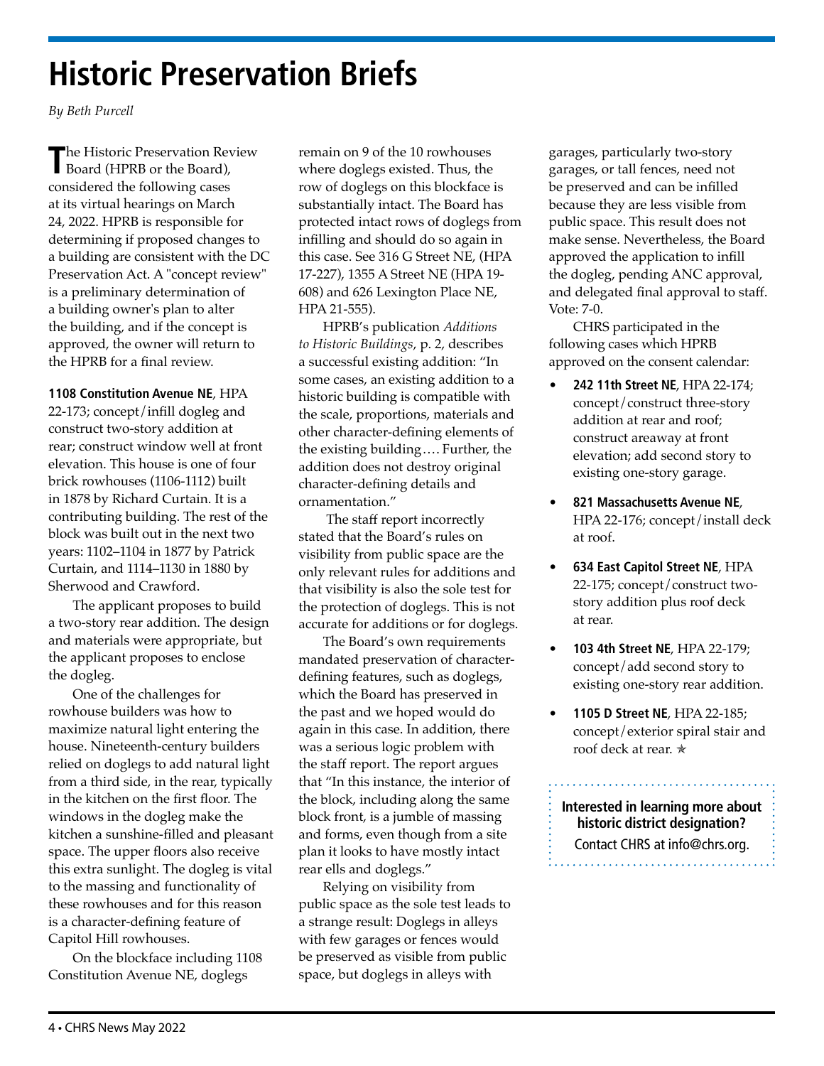# Historic Preservation Briefs

*By Beth Purcell*

The Historic Preservation Review Board (HPRB or the Board), considered the following cases at its virtual hearings on March 24, 2022. HPRB is responsible for determining if proposed changes to a building are consistent with the DC Preservation Act. A "concept review" is a preliminary determination of a building owner's plan to alter the building, and if the concept is approved, the owner will return to the HPRB for a final review.

**1108 Constitution Avenue NE**, HPA 22-173; concept/infill dogleg and construct two-story addition at rear; construct window well at front elevation. This house is one of four brick rowhouses (1106-1112) built in 1878 by Richard Curtain. It is a contributing building. The rest of the block was built out in the next two years: 1102–1104 in 1877 by Patrick Curtain, and 1114–1130 in 1880 by Sherwood and Crawford.

The applicant proposes to build a two-story rear addition. The design and materials were appropriate, but the applicant proposes to enclose the dogleg.

One of the challenges for rowhouse builders was how to maximize natural light entering the house. Nineteenth-century builders relied on doglegs to add natural light from a third side, in the rear, typically in the kitchen on the first floor. The windows in the dogleg make the kitchen a sunshine-filled and pleasant space. The upper floors also receive this extra sunlight. The dogleg is vital to the massing and functionality of these rowhouses and for this reason is a character-defining feature of Capitol Hill rowhouses.

On the blockface including 1108 Constitution Avenue NE, doglegs remain on 9 of the 10 rowhouses where doglegs existed. Thus, the row of doglegs on this blockface is substantially intact. The Board has protected intact rows of doglegs from infilling and should do so again in this case. See 316 G Street NE, (HPA 17-227), 1355 A Street NE (HPA 19-608) and 626 Lexington Place NE, HPA 21-555).

HPRB's publication *Additions to Historic Buildings*, p. 2, describes a successful existing addition: "In some cases, an existing addition to a historic building is compatible with the scale, proportions, materials and other character-defining elements of the existing building…. Further, the addition does not destroy original character-defining details and ornamentation."

The staff report incorrectly stated that the Board's rules on visibility from public space are the only relevant rules for additions and that visibility is also the sole test for the protection of doglegs. This is not accurate for additions or for doglegs.

The Board's own requirements mandated preservation of character-defining features, such as doglegs, which the Board has preserved in the past and we hoped would do again in this case. In addition, there was a serious logic problem with the staff report. The report argues that "In this instance, the interior of the block, including along the same block front, is a jumble of massing and forms, even though from a site plan it looks to have mostly intact rear ells and doglegs."

Relying on visibility from public space as the sole test leads to a strange result: Doglegs in alleys with few garages or fences would be preserved as visible from public space, but doglegs in alleys with garages, particularly two-story garages, or tall fences, need not be preserved and can be infilled because they are less visible from public space. This result does not make sense. Nevertheless, the Board approved the application to infill the dogleg, pending ANC approval, and delegated final approval to staff. Vote: 7-0.

CHRS participated in the following cases which HPRB approved on the consent calendar:

- **242 11th Street NE**, HPA 22-174; concept/construct three-story addition at rear and roof; construct areaway at front elevation; add second story to existing one-story garage.
- **821 Massachusetts Avenue NE**, HPA 22-176; concept/install deck at roof.
- **634 East Capitol Street NE**, HPA 22-175; concept/construct two-story addition plus roof deck at rear.
- **103 4th Street NE**, HPA 22-179; concept/add second story to existing one-story rear addition.
- **1105 D Street NE**, HPA 22-185; concept/exterior spiral stair and roof deck at rear. ✭

**Interested in learning more about historic district designation?**
Contact CHRS at info@chrs.org.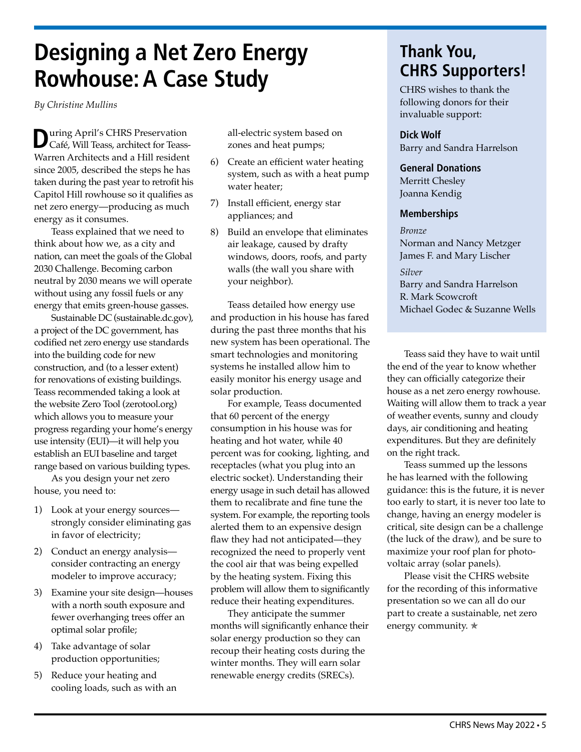// Designing a Net Zero Energy Rowhouse: A Case Study

# Designing a Net Zero Energy Rowhouse: A Case Study

*By Christine Mullins*

During April's CHRS Preservation Café, Will Teass, architect for Teass-Warren Architects and a Hill resident since 2005, described the steps he has taken during the past year to retrofit his Capitol Hill rowhouse so it qualifies as net zero energy—producing as much energy as it consumes.

Teass explained that we need to think about how we, as a city and nation, can meet the goals of the Global 2030 Challenge. Becoming carbon neutral by 2030 means we will operate without using any fossil fuels or any energy that emits green-house gasses.

Sustainable DC (sustainable.dc.gov), a project of the DC government, has codified net zero energy use standards into the building code for new construction, and (to a lesser extent) for renovations of existing buildings. Teass recommended taking a look at the website Zero Tool (zerotool.org) which allows you to measure your progress regarding your home's energy use intensity (EUI)—it will help you establish an EUI baseline and target range based on various building types.

As you design your net zero house, you need to:

1) Look at your energy sources—strongly consider eliminating gas in favor of electricity;
2) Conduct an energy analysis—consider contracting an energy modeler to improve accuracy;
3) Examine your site design—houses with a north south exposure and fewer overhanging trees offer an optimal solar profile;
4) Take advantage of solar production opportunities;
5) Reduce your heating and cooling loads, such as with an all-electric system based on zones and heat pumps;
6) Create an efficient water heating system, such as with a heat pump water heater;
7) Install efficient, energy star appliances; and
8) Build an envelope that eliminates air leakage, caused by drafty windows, doors, roofs, and party walls (the wall you share with your neighbor).

Teass detailed how energy use and production in his house has fared during the past three months that his new system has been operational. The smart technologies and monitoring systems he installed allow him to easily monitor his energy usage and solar production.

For example, Teass documented that 60 percent of the energy consumption in his house was for heating and hot water, while 40 percent was for cooking, lighting, and receptacles (what you plug into an electric socket). Understanding their energy usage in such detail has allowed them to recalibrate and fine tune the system. For example, the reporting tools alerted them to an expensive design flaw they had not anticipated—they recognized the need to properly vent the cool air that was being expelled by the heating system. Fixing this problem will allow them to significantly reduce their heating expenditures.

They anticipate the summer months will significantly enhance their solar energy production so they can recoup their heating costs during the winter months. They will earn solar renewable energy credits (SRECs).

Teass said they have to wait until the end of the year to know whether they can officially categorize their house as a net zero energy rowhouse. Waiting will allow them to track a year of weather events, sunny and cloudy days, air conditioning and heating expenditures. But they are definitely on the right track.

Teass summed up the lessons he has learned with the following guidance: this is the future, it is never too early to start, it is never too late to change, having an energy modeler is critical, site design can be a challenge (the luck of the draw), and be sure to maximize your roof plan for photo-voltaic array (solar panels).

Please visit the CHRS website for the recording of this informative presentation so we can all do our part to create a sustainable, net zero energy community. ✯

## Thank You, CHRS Supporters!

CHRS wishes to thank the following donors for their invaluable support:

**Dick Wolf**
Barry and Sandra Harrelson

**General Donations**
Merritt Chesley
Joanna Kendig

**Memberships**

*Bronze*
Norman and Nancy Metzger
James F. and Mary Lischer

*Silver*
Barry and Sandra Harrelson
R. Mark Scowcroft
Michael Godec & Suzanne Wells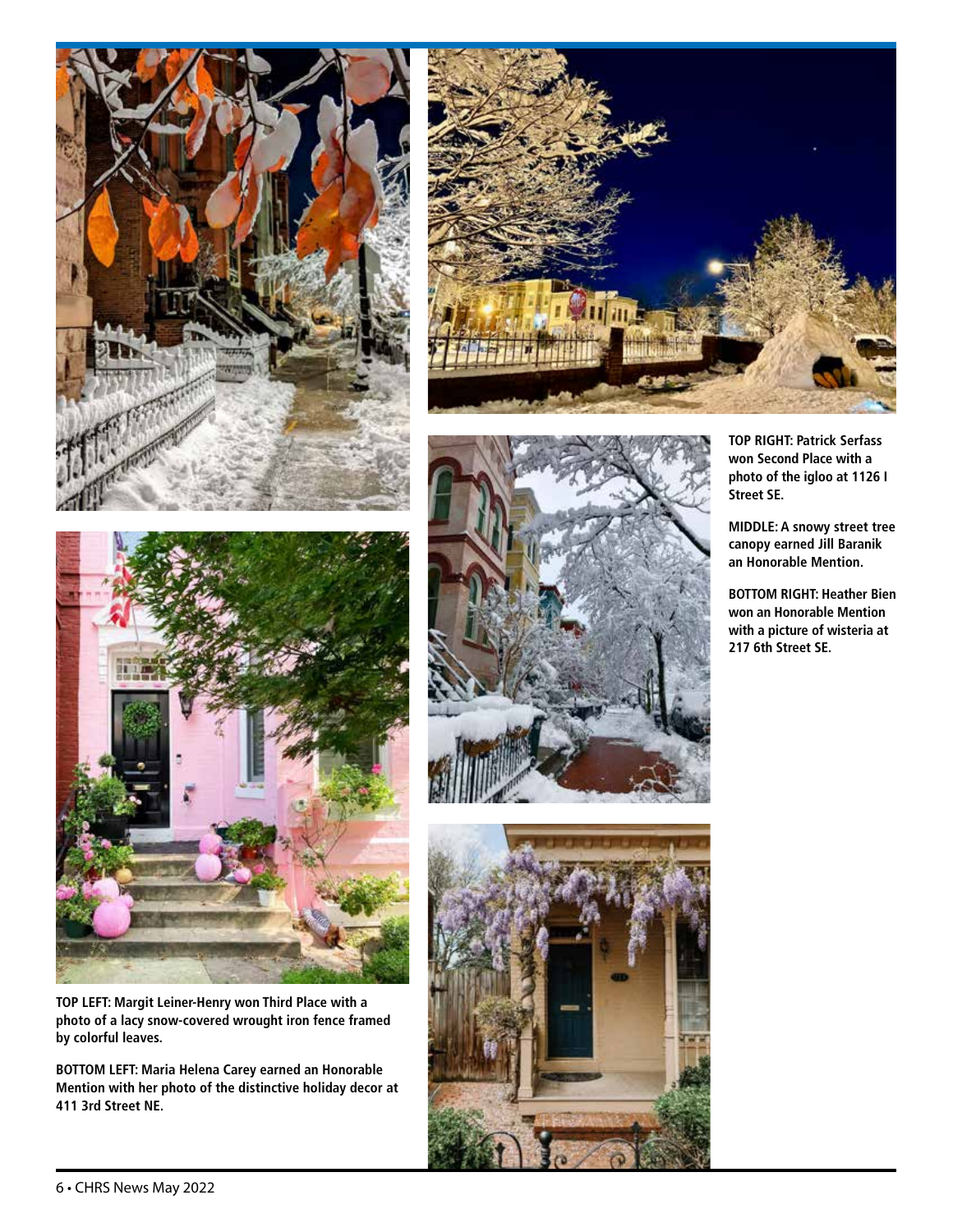**TOP RIGHT: Patrick Serfass won Second Place with a photo of the igloo at 1126 I Street SE.**

**MIDDLE: A snowy street tree canopy earned Jill Baranik an Honorable Mention.**

**BOTTOM RIGHT: Heather Bien won an Honorable Mention with a picture of wisteria at 217 6th Street SE.**

**TOP LEFT: Margit Leiner-Henry won Third Place with a photo of a lacy snow-covered wrought iron fence framed by colorful leaves.**

**BOTTOM LEFT: Maria Helena Carey earned an Honorable Mention with her photo of the distinctive holiday decor at 411 3rd Street NE.**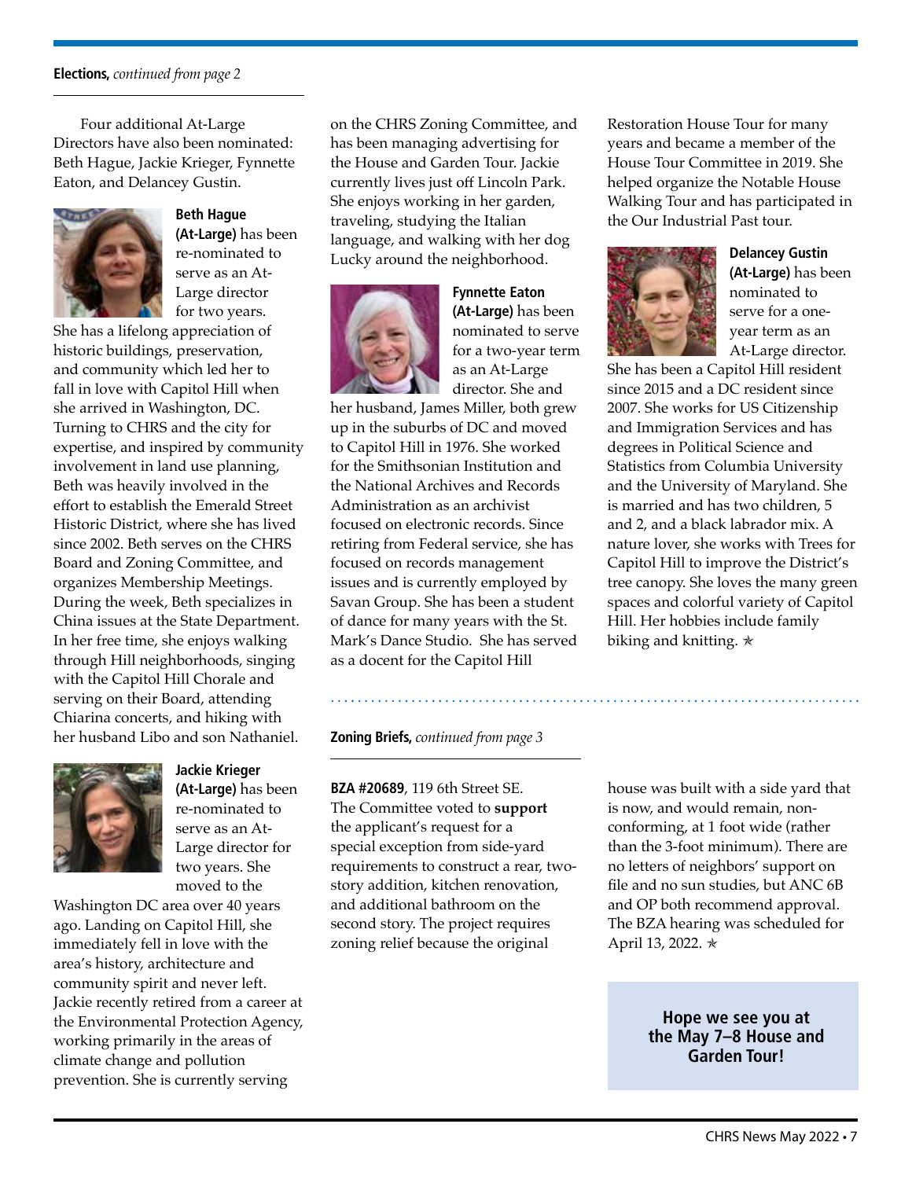**Elections,** *continued from page 2*

Four additional At-Large Directors have also been nominated: Beth Hague, Jackie Krieger, Fynnette Eaton, and Delancey Gustin.

**Beth Hague (At-Large)** has been re-nominated to serve as an At-Large director for two years. She has a lifelong appreciation of historic buildings, preservation, and community which led her to fall in love with Capitol Hill when she arrived in Washington, DC. Turning to CHRS and the city for expertise, and inspired by community involvement in land use planning, Beth was heavily involved in the effort to establish the Emerald Street Historic District, where she has lived since 2002. Beth serves on the CHRS Board and Zoning Committee, and organizes Membership Meetings. During the week, Beth specializes in China issues at the State Department. In her free time, she enjoys walking through Hill neighborhoods, singing with the Capitol Hill Chorale and serving on their Board, attending Chiarina concerts, and hiking with her husband Libo and son Nathaniel.

**Jackie Krieger (At-Large)** has been re-nominated to serve as an At-Large director for two years. She moved to the Washington DC area over 40 years ago. Landing on Capitol Hill, she immediately fell in love with the area's history, architecture and community spirit and never left. Jackie recently retired from a career at the Environmental Protection Agency, working primarily in the areas of climate change and pollution prevention. She is currently serving on the CHRS Zoning Committee, and has been managing advertising for the House and Garden Tour. Jackie currently lives just off Lincoln Park. She enjoys working in her garden, traveling, studying the Italian language, and walking with her dog Lucky around the neighborhood.

**Fynnette Eaton (At-Large)** has been nominated to serve for a two-year term as an At-Large director. She and her husband, James Miller, both grew up in the suburbs of DC and moved to Capitol Hill in 1976. She worked for the Smithsonian Institution and the National Archives and Records Administration as an archivist focused on electronic records. Since retiring from Federal service, she has focused on records management issues and is currently employed by Savan Group. She has been a student of dance for many years with the St. Mark's Dance Studio. She has served as a docent for the Capitol Hill Restoration House Tour for many years and became a member of the House Tour Committee in 2019. She helped organize the Notable House Walking Tour and has participated in the Our Industrial Past tour.

**Delancey Gustin (At-Large)** has been nominated to serve for a one-year term as an At-Large director. She has been a Capitol Hill resident since 2015 and a DC resident since 2007. She works for US Citizenship and Immigration Services and has degrees in Political Science and Statistics from Columbia University and the University of Maryland. She is married and has two children, 5 and 2, and a black labrador mix. A nature lover, she works with Trees for Capitol Hill to improve the District's tree canopy. She loves the many green spaces and colorful variety of Capitol Hill. Her hobbies include family biking and knitting. ✯

---

**Zoning Briefs,** *continued from page 3*

**BZA #20689**, 119 6th Street SE. The Committee voted to **support** the applicant's request for a special exception from side-yard requirements to construct a rear, two-story addition, kitchen renovation, and additional bathroom on the second story. The project requires zoning relief because the original house was built with a side yard that is now, and would remain, non-conforming, at 1 foot wide (rather than the 3-foot minimum). There are no letters of neighbors' support on file and no sun studies, but ANC 6B and OP both recommend approval. The BZA hearing was scheduled for April 13, 2022. ✯

**Hope we see you at the May 7–8 House and Garden Tour!**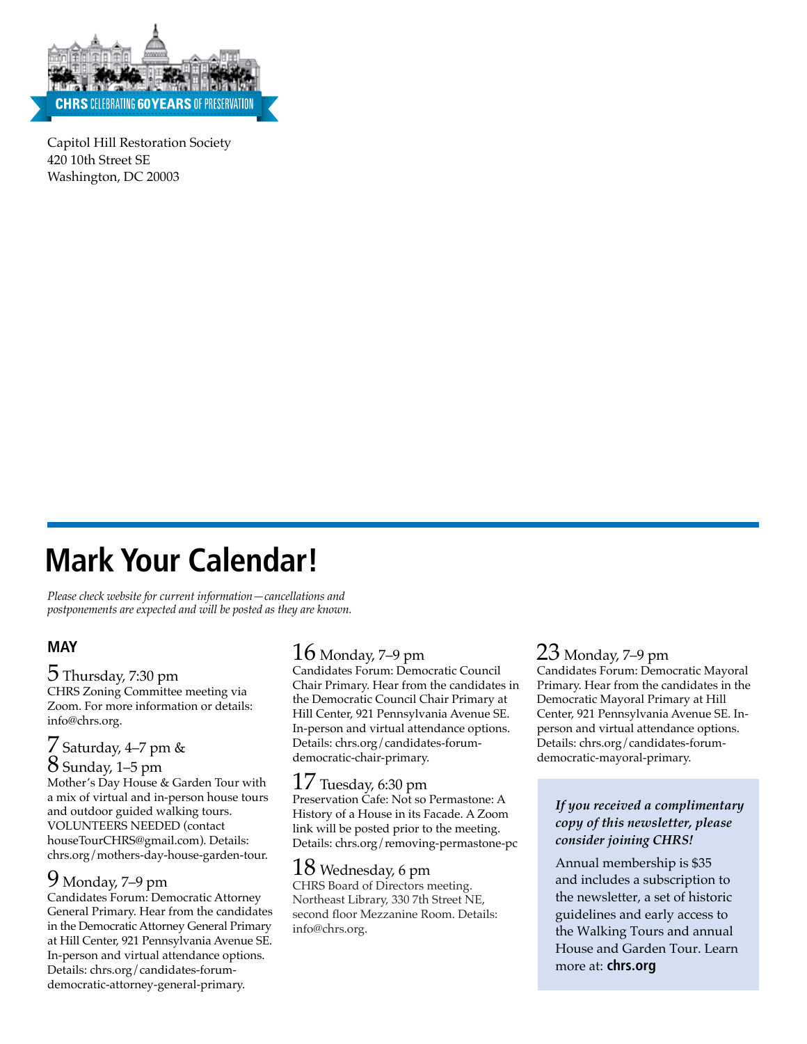CHRS CELEBRATING 60 YEARS OF PRESERVATION

Capitol Hill Restoration Society
420 10th Street SE
Washington, DC 20003

# Mark Your Calendar!

*Please check website for current information—cancellations and postponements are expected and will be posted as they are known.*

## MAY

**5** Thursday, 7:30 pm
CHRS Zoning Committee meeting via Zoom. For more information or details: info@chrs.org.

**7** Saturday, 4–7 pm &
**8** Sunday, 1–5 pm
Mother's Day House & Garden Tour with a mix of virtual and in-person house tours and outdoor guided walking tours. VOLUNTEERS NEEDED (contact houseTourCHRS@gmail.com). Details: chrs.org/mothers-day-house-garden-tour.

**9** Monday, 7–9 pm
Candidates Forum: Democratic Attorney General Primary. Hear from the candidates in the Democratic Attorney General Primary at Hill Center, 921 Pennsylvania Avenue SE. In-person and virtual attendance options. Details: chrs.org/candidates-forum-democratic-attorney-general-primary.

**16** Monday, 7–9 pm
Candidates Forum: Democratic Council Chair Primary. Hear from the candidates in the Democratic Council Chair Primary at Hill Center, 921 Pennsylvania Avenue SE. In-person and virtual attendance options. Details: chrs.org/candidates-forum-democratic-chair-primary.

**17** Tuesday, 6:30 pm
Preservation Cafe: Not so Permastone: A History of a House in its Facade. A Zoom link will be posted prior to the meeting. Details: chrs.org/removing-permastone-pc

**18** Wednesday, 6 pm
CHRS Board of Directors meeting. Northeast Library, 330 7th Street NE, second floor Mezzanine Room. Details: info@chrs.org.

**23** Monday, 7–9 pm
Candidates Forum: Democratic Mayoral Primary. Hear from the candidates in the Democratic Mayoral Primary at Hill Center, 921 Pennsylvania Avenue SE. In-person and virtual attendance options. Details: chrs.org/candidates-forum-democratic-mayoral-primary.

***If you received a complimentary copy of this newsletter, please consider joining CHRS!***

Annual membership is $35 and includes a subscription to the newsletter, a set of historic guidelines and early access to the Walking Tours and annual House and Garden Tour. Learn more at: **chrs.org**